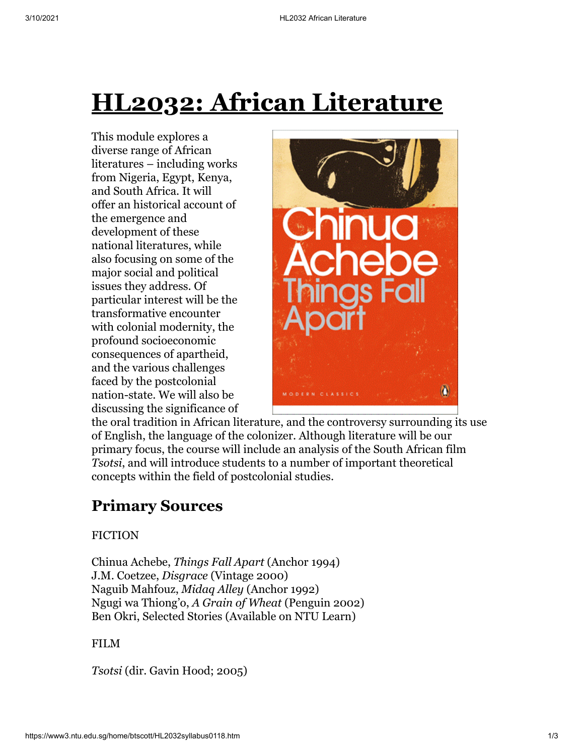# HL2032: African Literature

This module explores a diverse range of African literatures – including works from Nigeria, Egypt, Kenya, and South Africa. It will offer an historical account of the emergence and development of these national literatures, while also focusing on some of the major social and political issues they address. Of particular interest will be the transformative encounter with colonial modernity, the profound socioeconomic consequences of apartheid, and the various challenges faced by the postcolonial nation-state. We will also be discussing the significance of the oral tradition in African literature, and the controversy surrounding its use of English, the language of the colonizer. Although literature will be our primary focus, the course will include an analysis of the South African film *Tsotsi*, and will introduce students to a number of important theoretical concepts within the field of postcolonial studies.

## Primary Sources

FICTION

Chinua Achebe, *Things Fall Apart* (Anchor 1994)
J.M. Coetzee, *Disgrace* (Vintage 2000)
Naguib Mahfouz, *Midaq Alley* (Anchor 1992)
Ngugi wa Thiong'o, *A Grain of Wheat* (Penguin 2002)
Ben Okri, Selected Stories (Available on NTU Learn)

FILM

*Tsotsi* (dir. Gavin Hood; 2005)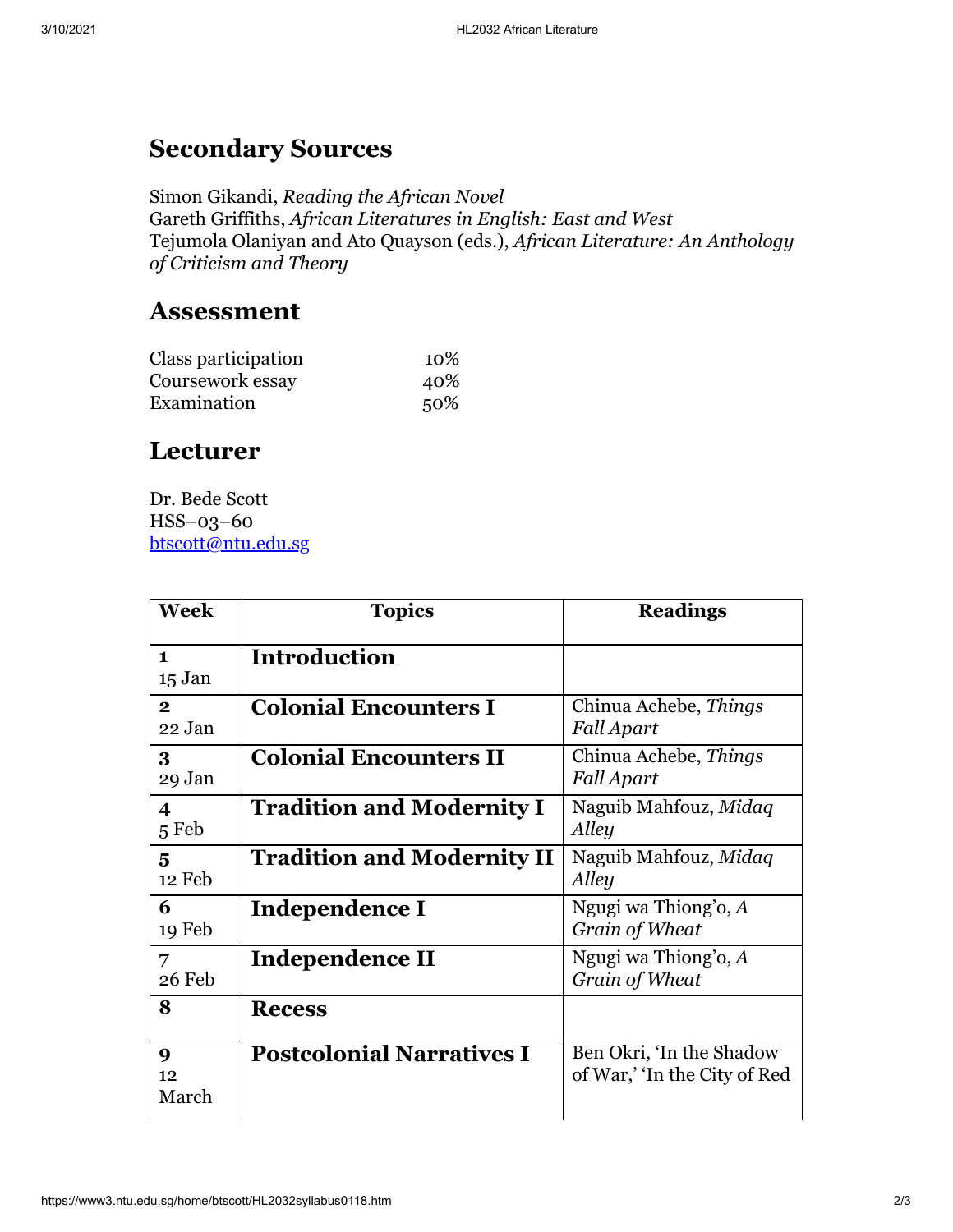## Secondary Sources

Simon Gikandi, *Reading the African Novel*
Gareth Griffiths, *African Literatures in English: East and West*
Tejumola Olaniyan and Ato Quayson (eds.), *African Literature: An Anthology of Criticism and Theory*

## Assessment

| | |
|---|---|
| Class participation | 10% |
| Coursework essay | 40% |
| Examination | 50% |

## Lecturer

Dr. Bede Scott
HSS–03–60
btscott@ntu.edu.sg

| Week | Topics | Readings |
|---|---|---|
| **1** 15 Jan | **Introduction** | |
| **2** 22 Jan | **Colonial Encounters I** | Chinua Achebe, *Things Fall Apart* |
| **3** 29 Jan | **Colonial Encounters II** | Chinua Achebe, *Things Fall Apart* |
| **4** 5 Feb | **Tradition and Modernity I** | Naguib Mahfouz, *Midaq Alley* |
| **5** 12 Feb | **Tradition and Modernity II** | Naguib Mahfouz, *Midaq Alley* |
| **6** 19 Feb | **Independence I** | Ngugi wa Thiong'o, *A Grain of Wheat* |
| **7** 26 Feb | **Independence II** | Ngugi wa Thiong'o, *A Grain of Wheat* |
| **8** | **Recess** | |
| **9** 12 March | **Postcolonial Narratives I** | Ben Okri, 'In the Shadow of War,' 'In the City of Red |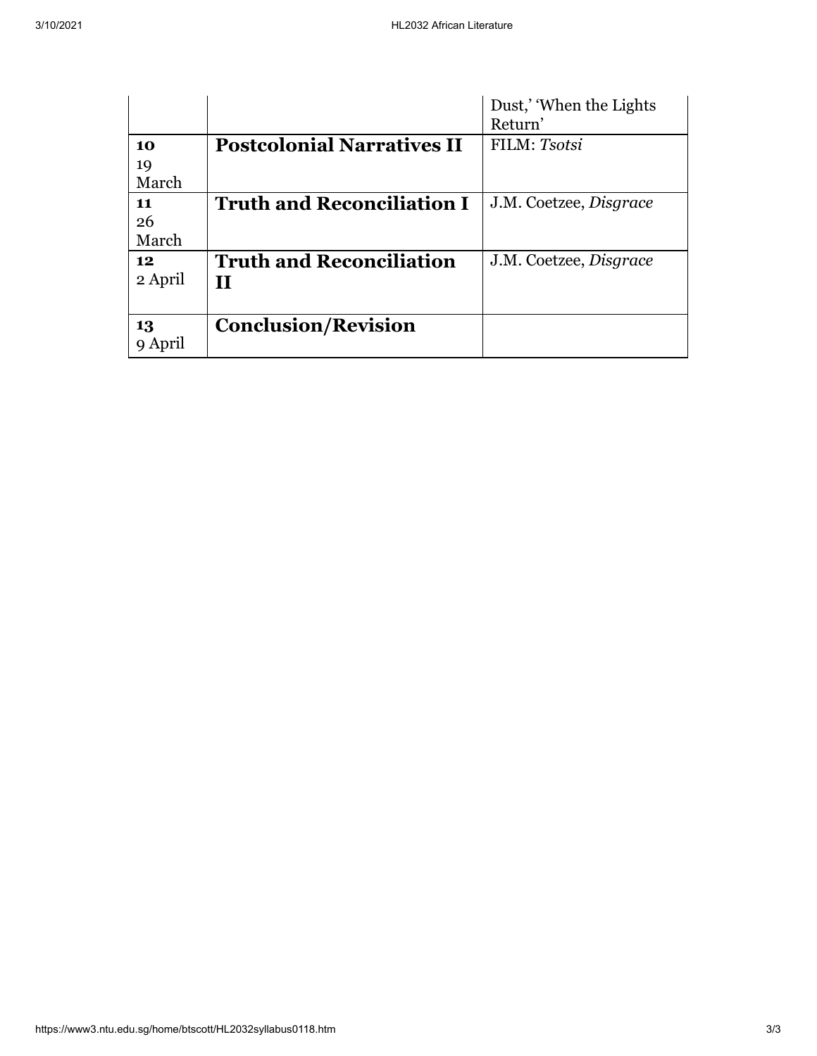| | | |
|---|---|---|
| | | Dust,' 'When the Lights Return' |
| **10** 19 March | **Postcolonial Narratives II** | FILM: *Tsotsi* |
| **11** 26 March | **Truth and Reconciliation I** | J.M. Coetzee, *Disgrace* |
| **12** 2 April | **Truth and Reconciliation II** | J.M. Coetzee, *Disgrace* |
| **13** 9 April | **Conclusion/Revision** | |